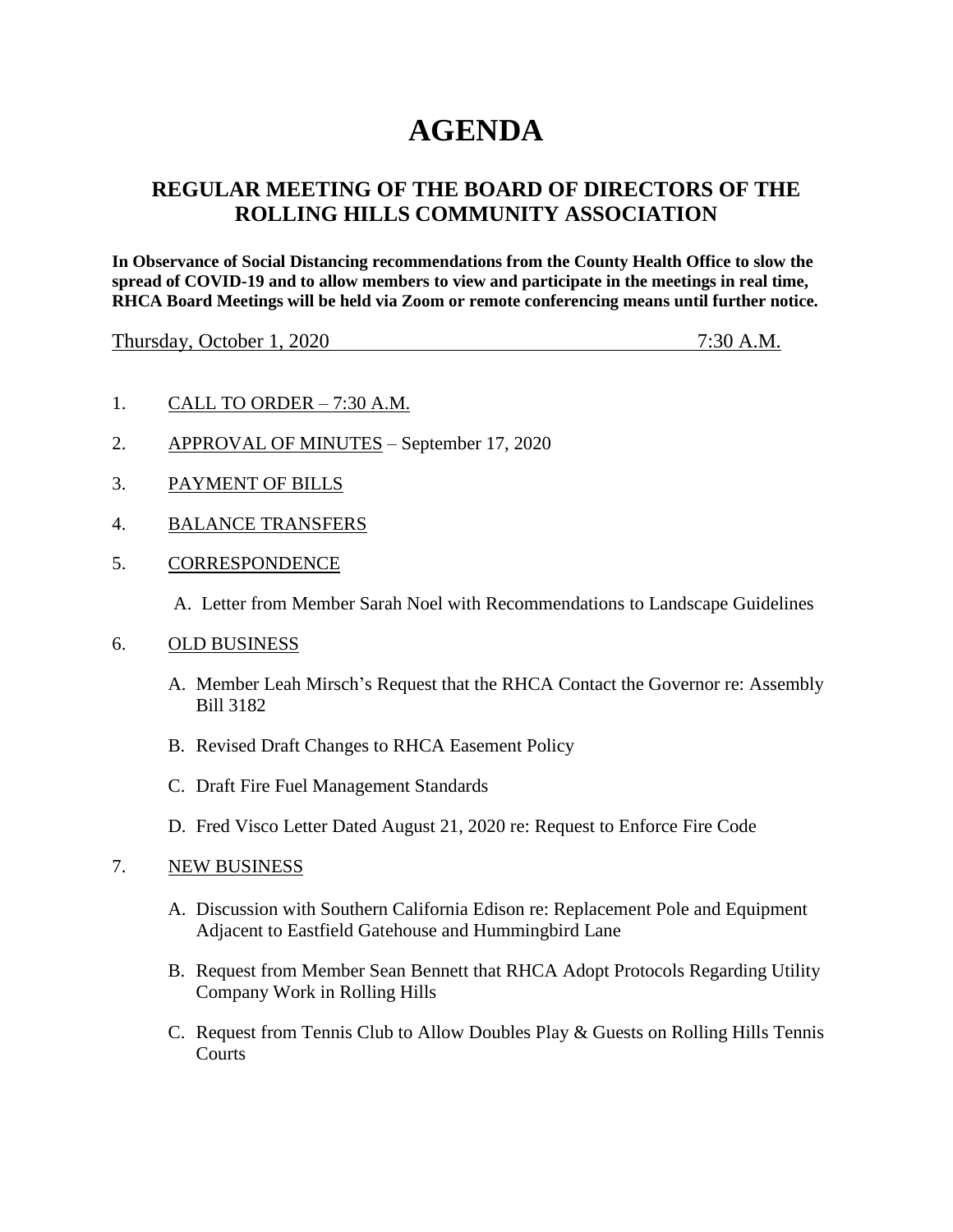# AGENDA

## REGULAR MEETING OF THE BOARD OF DIRECTORS OF THE ROLLING HILLS COMMUNITY ASSOCIATION

**In Observance of Social Distancing recommendations from the County Health Office to slow the spread of COVID-19 and to allow members to view and participate in the meetings in real time, RHCA Board Meetings will be held via Zoom or remote conferencing means until further notice.**

Thursday, October 1, 2020 7:30 A.M.

1. CALL TO ORDER – 7:30 A.M.

2. APPROVAL OF MINUTES – September 17, 2020

3. PAYMENT OF BILLS

4. BALANCE TRANSFERS

5. CORRESPONDENCE

   A. Letter from Member Sarah Noel with Recommendations to Landscape Guidelines

6. OLD BUSINESS

   A. Member Leah Mirsch's Request that the RHCA Contact the Governor re: Assembly Bill 3182

   B. Revised Draft Changes to RHCA Easement Policy

   C. Draft Fire Fuel Management Standards

   D. Fred Visco Letter Dated August 21, 2020 re: Request to Enforce Fire Code

7. NEW BUSINESS

   A. Discussion with Southern California Edison re: Replacement Pole and Equipment Adjacent to Eastfield Gatehouse and Hummingbird Lane

   B. Request from Member Sean Bennett that RHCA Adopt Protocols Regarding Utility Company Work in Rolling Hills

   C. Request from Tennis Club to Allow Doubles Play & Guests on Rolling Hills Tennis Courts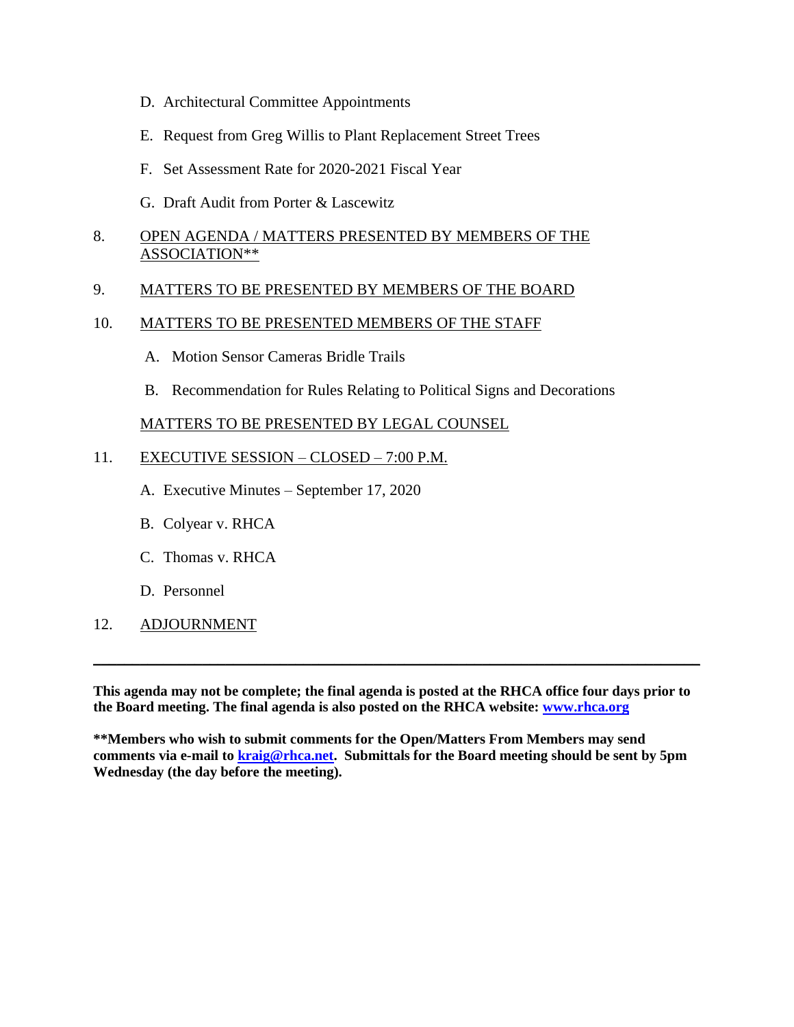D. Architectural Committee Appointments

E. Request from Greg Willis to Plant Replacement Street Trees

F. Set Assessment Rate for 2020-2021 Fiscal Year

G. Draft Audit from Porter & Lascewitz

8. OPEN AGENDA / MATTERS PRESENTED BY MEMBERS OF THE ASSOCIATION**

9. MATTERS TO BE PRESENTED BY MEMBERS OF THE BOARD

10. MATTERS TO BE PRESENTED MEMBERS OF THE STAFF

A. Motion Sensor Cameras Bridle Trails

B. Recommendation for Rules Relating to Political Signs and Decorations

MATTERS TO BE PRESENTED BY LEGAL COUNSEL

11. EXECUTIVE SESSION – CLOSED – 7:00 P.M.

A. Executive Minutes – September 17, 2020

B. Colyear v. RHCA

C. Thomas v. RHCA

D. Personnel

12. ADJOURNMENT

---

**This agenda may not be complete; the final agenda is posted at the RHCA office four days prior to the Board meeting. The final agenda is also posted on the RHCA website: [www.rhca.org](http://www.rhca.org)**

****Members who wish to submit comments for the Open/Matters From Members may send comments via e-mail to [kraig@rhca.net](mailto:kraig@rhca.net). Submittals for the Board meeting should be sent by 5pm Wednesday (the day before the meeting).**